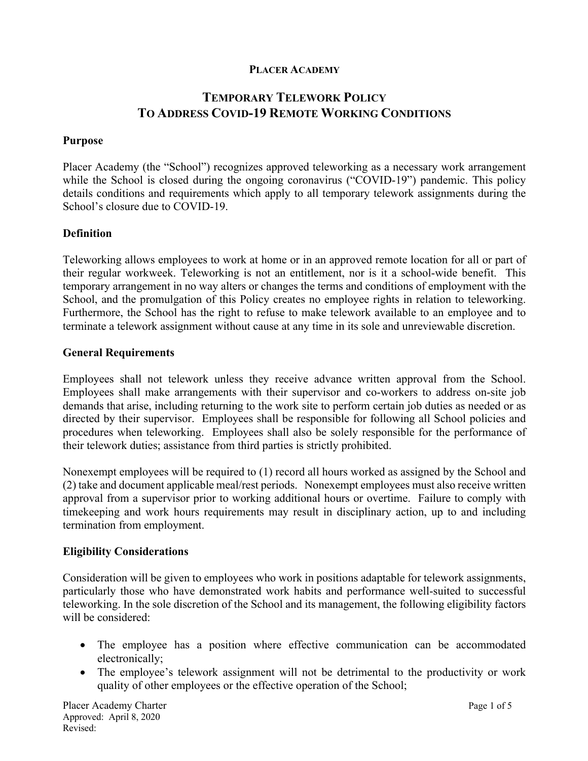# PLACER ACADEMY

## TEMPORARY TELEWORK POLICY TO ADDRESS COVID-19 REMOTE WORKING CONDITIONS

### Purpose

Placer Academy (the "School") recognizes approved teleworking as a necessary work arrangement while the School is closed during the ongoing coronavirus ("COVID-19") pandemic. This policy details conditions and requirements which apply to all temporary telework assignments during the School's closure due to COVID-19.

### Definition

Teleworking allows employees to work at home or in an approved remote location for all or part of their regular workweek. Teleworking is not an entitlement, nor is it a school-wide benefit. This temporary arrangement in no way alters or changes the terms and conditions of employment with the School, and the promulgation of this Policy creates no employee rights in relation to teleworking. Furthermore, the School has the right to refuse to make telework available to an employee and to terminate a telework assignment without cause at any time in its sole and unreviewable discretion.

### General Requirements

Employees shall not telework unless they receive advance written approval from the School. Employees shall make arrangements with their supervisor and co-workers to address on-site job demands that arise, including returning to the work site to perform certain job duties as needed or as directed by their supervisor. Employees shall be responsible for following all School policies and procedures when teleworking. Employees shall also be solely responsible for the performance of their telework duties; assistance from third parties is strictly prohibited.

Nonexempt employees will be required to (1) record all hours worked as assigned by the School and (2) take and document applicable meal/rest periods. Nonexempt employees must also receive written approval from a supervisor prior to working additional hours or overtime. Failure to comply with timekeeping and work hours requirements may result in disciplinary action, up to and including termination from employment.

### Eligibility Considerations

Consideration will be given to employees who work in positions adaptable for telework assignments, particularly those who have demonstrated work habits and performance well-suited to successful teleworking. In the sole discretion of the School and its management, the following eligibility factors will be considered:

- The employee has a position where effective communication can be accommodated electronically;
- The employee's telework assignment will not be detrimental to the productivity or work quality of other employees or the effective operation of the School;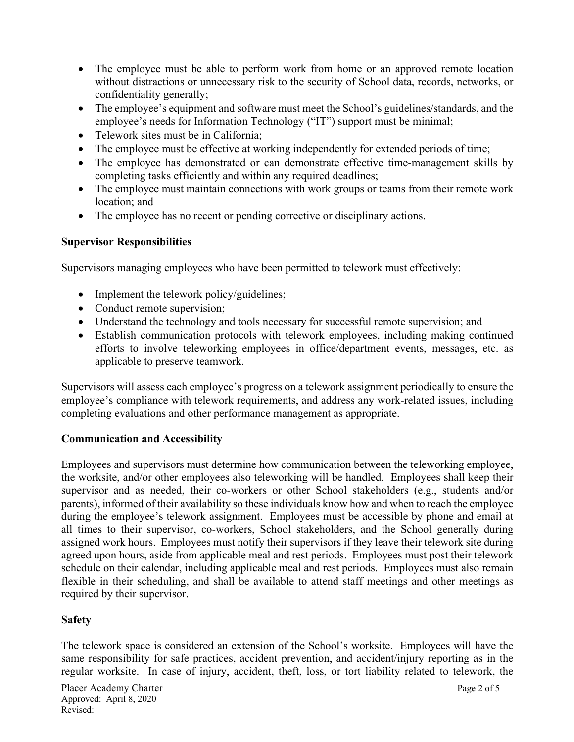- The employee must be able to perform work from home or an approved remote location without distractions or unnecessary risk to the security of School data, records, networks, or confidentiality generally;
- The employee's equipment and software must meet the School's guidelines/standards, and the employee's needs for Information Technology ("IT") support must be minimal;
- Telework sites must be in California;
- The employee must be effective at working independently for extended periods of time;
- The employee has demonstrated or can demonstrate effective time-management skills by completing tasks efficiently and within any required deadlines;
- The employee must maintain connections with work groups or teams from their remote work location; and
- The employee has no recent or pending corrective or disciplinary actions.

**Supervisor Responsibilities**

Supervisors managing employees who have been permitted to telework must effectively:

- Implement the telework policy/guidelines;
- Conduct remote supervision;
- Understand the technology and tools necessary for successful remote supervision; and
- Establish communication protocols with telework employees, including making continued efforts to involve teleworking employees in office/department events, messages, etc. as applicable to preserve teamwork.

Supervisors will assess each employee's progress on a telework assignment periodically to ensure the employee's compliance with telework requirements, and address any work-related issues, including completing evaluations and other performance management as appropriate.

**Communication and Accessibility**

Employees and supervisors must determine how communication between the teleworking employee, the worksite, and/or other employees also teleworking will be handled. Employees shall keep their supervisor and as needed, their co-workers or other School stakeholders (e.g., students and/or parents), informed of their availability so these individuals know how and when to reach the employee during the employee's telework assignment. Employees must be accessible by phone and email at all times to their supervisor, co-workers, School stakeholders, and the School generally during assigned work hours. Employees must notify their supervisors if they leave their telework site during agreed upon hours, aside from applicable meal and rest periods. Employees must post their telework schedule on their calendar, including applicable meal and rest periods. Employees must also remain flexible in their scheduling, and shall be available to attend staff meetings and other meetings as required by their supervisor.

**Safety**

The telework space is considered an extension of the School's worksite. Employees will have the same responsibility for safe practices, accident prevention, and accident/injury reporting as in the regular worksite. In case of injury, accident, theft, loss, or tort liability related to telework, the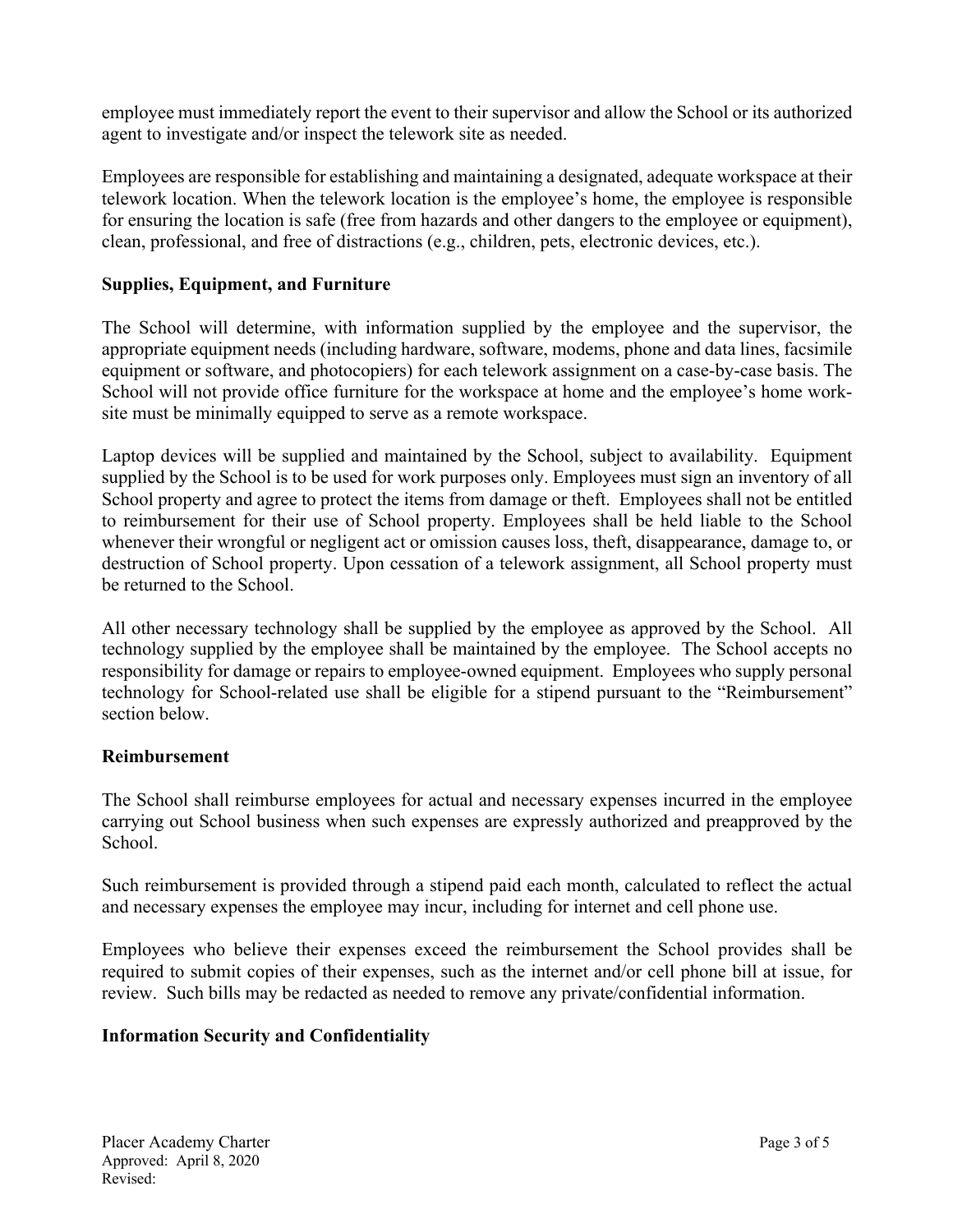employee must immediately report the event to their supervisor and allow the School or its authorized agent to investigate and/or inspect the telework site as needed.

Employees are responsible for establishing and maintaining a designated, adequate workspace at their telework location. When the telework location is the employee's home, the employee is responsible for ensuring the location is safe (free from hazards and other dangers to the employee or equipment), clean, professional, and free of distractions (e.g., children, pets, electronic devices, etc.).

**Supplies, Equipment, and Furniture**

The School will determine, with information supplied by the employee and the supervisor, the appropriate equipment needs (including hardware, software, modems, phone and data lines, facsimile equipment or software, and photocopiers) for each telework assignment on a case-by-case basis. The School will not provide office furniture for the workspace at home and the employee's home work-site must be minimally equipped to serve as a remote workspace.

Laptop devices will be supplied and maintained by the School, subject to availability. Equipment supplied by the School is to be used for work purposes only. Employees must sign an inventory of all School property and agree to protect the items from damage or theft. Employees shall not be entitled to reimbursement for their use of School property. Employees shall be held liable to the School whenever their wrongful or negligent act or omission causes loss, theft, disappearance, damage to, or destruction of School property. Upon cessation of a telework assignment, all School property must be returned to the School.

All other necessary technology shall be supplied by the employee as approved by the School. All technology supplied by the employee shall be maintained by the employee. The School accepts no responsibility for damage or repairs to employee-owned equipment. Employees who supply personal technology for School-related use shall be eligible for a stipend pursuant to the "Reimbursement" section below.

**Reimbursement**

The School shall reimburse employees for actual and necessary expenses incurred in the employee carrying out School business when such expenses are expressly authorized and preapproved by the School.

Such reimbursement is provided through a stipend paid each month, calculated to reflect the actual and necessary expenses the employee may incur, including for internet and cell phone use.

Employees who believe their expenses exceed the reimbursement the School provides shall be required to submit copies of their expenses, such as the internet and/or cell phone bill at issue, for review. Such bills may be redacted as needed to remove any private/confidential information.

**Information Security and Confidentiality**

Placer Academy Charter
Approved: April 8, 2020
Revised: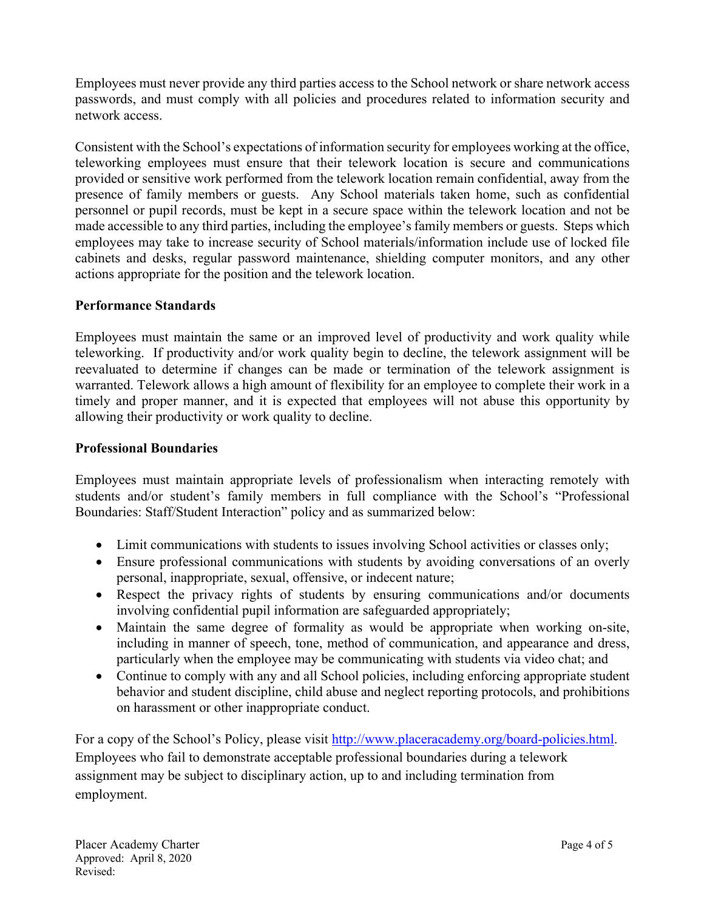Employees must never provide any third parties access to the School network or share network access passwords, and must comply with all policies and procedures related to information security and network access.

Consistent with the School's expectations of information security for employees working at the office, teleworking employees must ensure that their telework location is secure and communications provided or sensitive work performed from the telework location remain confidential, away from the presence of family members or guests. Any School materials taken home, such as confidential personnel or pupil records, must be kept in a secure space within the telework location and not be made accessible to any third parties, including the employee's family members or guests. Steps which employees may take to increase security of School materials/information include use of locked file cabinets and desks, regular password maintenance, shielding computer monitors, and any other actions appropriate for the position and the telework location.

**Performance Standards**

Employees must maintain the same or an improved level of productivity and work quality while teleworking. If productivity and/or work quality begin to decline, the telework assignment will be reevaluated to determine if changes can be made or termination of the telework assignment is warranted. Telework allows a high amount of flexibility for an employee to complete their work in a timely and proper manner, and it is expected that employees will not abuse this opportunity by allowing their productivity or work quality to decline.

**Professional Boundaries**

Employees must maintain appropriate levels of professionalism when interacting remotely with students and/or student's family members in full compliance with the School's "Professional Boundaries: Staff/Student Interaction" policy and as summarized below:

- Limit communications with students to issues involving School activities or classes only;
- Ensure professional communications with students by avoiding conversations of an overly personal, inappropriate, sexual, offensive, or indecent nature;
- Respect the privacy rights of students by ensuring communications and/or documents involving confidential pupil information are safeguarded appropriately;
- Maintain the same degree of formality as would be appropriate when working on-site, including in manner of speech, tone, method of communication, and appearance and dress, particularly when the employee may be communicating with students via video chat; and
- Continue to comply with any and all School policies, including enforcing appropriate student behavior and student discipline, child abuse and neglect reporting protocols, and prohibitions on harassment or other inappropriate conduct.

For a copy of the School's Policy, please visit http://www.placeracademy.org/board-policies.html. Employees who fail to demonstrate acceptable professional boundaries during a telework assignment may be subject to disciplinary action, up to and including termination from employment.

Placer Academy Charter
Approved: April 8, 2020
Revised: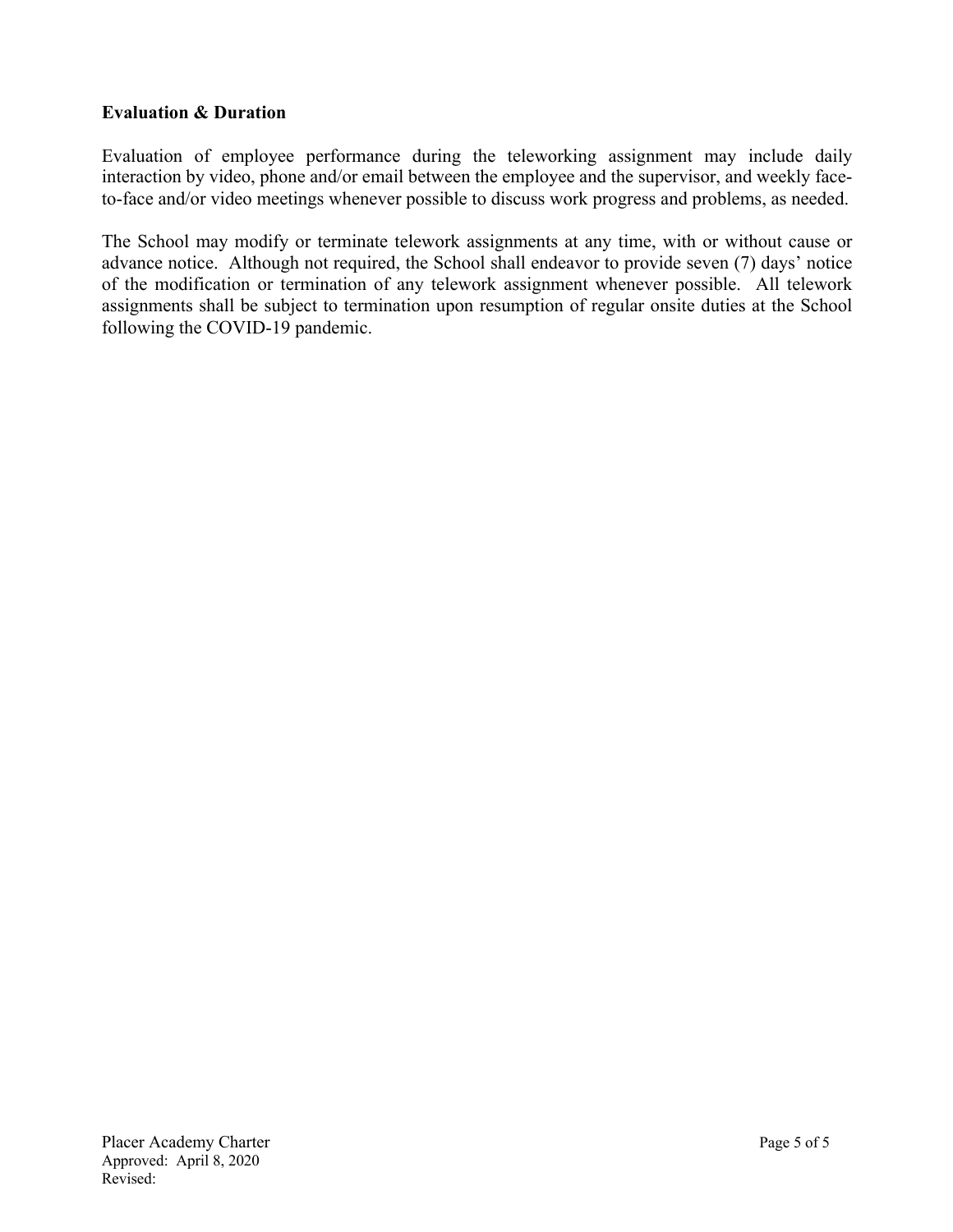**Evaluation & Duration**

Evaluation of employee performance during the teleworking assignment may include daily interaction by video, phone and/or email between the employee and the supervisor, and weekly face-to-face and/or video meetings whenever possible to discuss work progress and problems, as needed.

The School may modify or terminate telework assignments at any time, with or without cause or advance notice. Although not required, the School shall endeavor to provide seven (7) days' notice of the modification or termination of any telework assignment whenever possible. All telework assignments shall be subject to termination upon resumption of regular onsite duties at the School following the COVID-19 pandemic.

Placer Academy Charter
Approved: April 8, 2020
Revised: